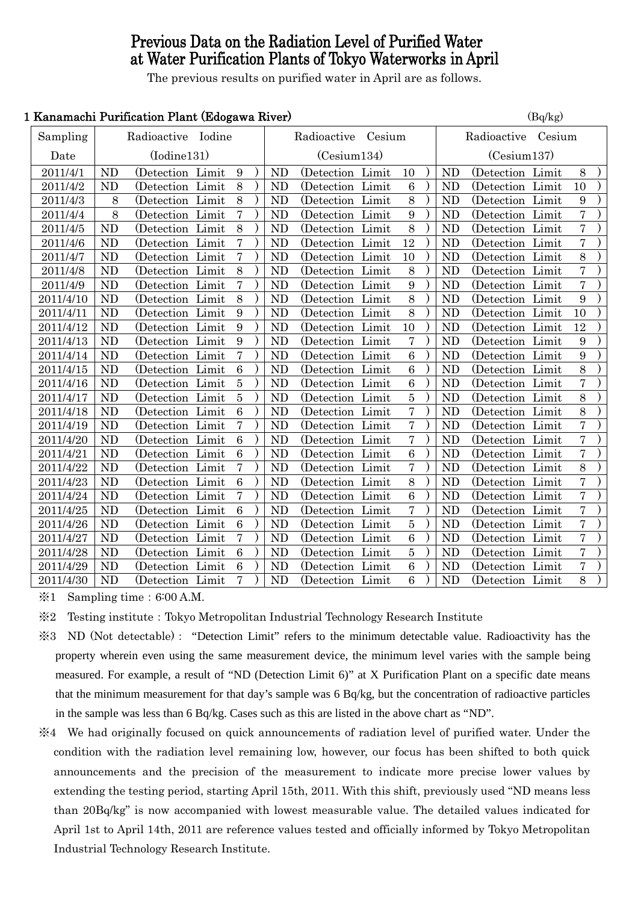# Previous Data on the Radiation Level of Purified Water at Water Purification Plants of Tokyo Waterworks in April

The previous results on purified water in April are as follows.

## 1 Kanamachi Purification Plant (Edogawa River)

(Bq/kg)

| Sampling Date | Radioactive Iodine (Iodine131) | Radioactive Cesium (Cesium134) | Radioactive Cesium (Cesium137) |
|---|---|---|---|
| 2011/4/1 | ND (Detection Limit 9 ) | ND (Detection Limit 10 ) | ND (Detection Limit 8 ) |
| 2011/4/2 | ND (Detection Limit 8 ) | ND (Detection Limit 6 ) | ND (Detection Limit 10 ) |
| 2011/4/3 | 8 (Detection Limit 8 ) | ND (Detection Limit 8 ) | ND (Detection Limit 9 ) |
| 2011/4/4 | 8 (Detection Limit 7 ) | ND (Detection Limit 9 ) | ND (Detection Limit 7 ) |
| 2011/4/5 | ND (Detection Limit 8 ) | ND (Detection Limit 8 ) | ND (Detection Limit 7 ) |
| 2011/4/6 | ND (Detection Limit 7 ) | ND (Detection Limit 12 ) | ND (Detection Limit 7 ) |
| 2011/4/7 | ND (Detection Limit 7 ) | ND (Detection Limit 10 ) | ND (Detection Limit 8 ) |
| 2011/4/8 | ND (Detection Limit 8 ) | ND (Detection Limit 8 ) | ND (Detection Limit 7 ) |
| 2011/4/9 | ND (Detection Limit 7 ) | ND (Detection Limit 9 ) | ND (Detection Limit 7 ) |
| 2011/4/10 | ND (Detection Limit 8 ) | ND (Detection Limit 8 ) | ND (Detection Limit 9 ) |
| 2011/4/11 | ND (Detection Limit 9 ) | ND (Detection Limit 8 ) | ND (Detection Limit 10 ) |
| 2011/4/12 | ND (Detection Limit 9 ) | ND (Detection Limit 10 ) | ND (Detection Limit 12 ) |
| 2011/4/13 | ND (Detection Limit 9 ) | ND (Detection Limit 7 ) | ND (Detection Limit 9 ) |
| 2011/4/14 | ND (Detection Limit 7 ) | ND (Detection Limit 6 ) | ND (Detection Limit 9 ) |
| 2011/4/15 | ND (Detection Limit 6 ) | ND (Detection Limit 6 ) | ND (Detection Limit 8 ) |
| 2011/4/16 | ND (Detection Limit 5 ) | ND (Detection Limit 6 ) | ND (Detection Limit 7 ) |
| 2011/4/17 | ND (Detection Limit 5 ) | ND (Detection Limit 5 ) | ND (Detection Limit 8 ) |
| 2011/4/18 | ND (Detection Limit 6 ) | ND (Detection Limit 7 ) | ND (Detection Limit 8 ) |
| 2011/4/19 | ND (Detection Limit 7 ) | ND (Detection Limit 7 ) | ND (Detection Limit 7 ) |
| 2011/4/20 | ND (Detection Limit 6 ) | ND (Detection Limit 7 ) | ND (Detection Limit 7 ) |
| 2011/4/21 | ND (Detection Limit 6 ) | ND (Detection Limit 6 ) | ND (Detection Limit 7 ) |
| 2011/4/22 | ND (Detection Limit 7 ) | ND (Detection Limit 7 ) | ND (Detection Limit 8 ) |
| 2011/4/23 | ND (Detection Limit 6 ) | ND (Detection Limit 8 ) | ND (Detection Limit 7 ) |
| 2011/4/24 | ND (Detection Limit 7 ) | ND (Detection Limit 6 ) | ND (Detection Limit 7 ) |
| 2011/4/25 | ND (Detection Limit 6 ) | ND (Detection Limit 7 ) | ND (Detection Limit 7 ) |
| 2011/4/26 | ND (Detection Limit 6 ) | ND (Detection Limit 5 ) | ND (Detection Limit 7 ) |
| 2011/4/27 | ND (Detection Limit 7 ) | ND (Detection Limit 6 ) | ND (Detection Limit 7 ) |
| 2011/4/28 | ND (Detection Limit 6 ) | ND (Detection Limit 5 ) | ND (Detection Limit 7 ) |
| 2011/4/29 | ND (Detection Limit 6 ) | ND (Detection Limit 6 ) | ND (Detection Limit 7 ) |
| 2011/4/30 | ND (Detection Limit 7 ) | ND (Detection Limit 6 ) | ND (Detection Limit 8 ) |

※1 Sampling time：6:00 A.M.

※2 Testing institute：Tokyo Metropolitan Industrial Technology Research Institute

※3 ND (Not detectable)： "Detection Limit" refers to the minimum detectable value. Radioactivity has the property wherein even using the same measurement device, the minimum level varies with the sample being measured. For example, a result of "ND (Detection Limit 6)" at X Purification Plant on a specific date means that the minimum measurement for that day's sample was 6 Bq/kg, but the concentration of radioactive particles in the sample was less than 6 Bq/kg. Cases such as this are listed in the above chart as "ND".

※4 We had originally focused on quick announcements of radiation level of purified water. Under the condition with the radiation level remaining low, however, our focus has been shifted to both quick announcements and the precision of the measurement to indicate more precise lower values by extending the testing period, starting April 15th, 2011. With this shift, previously used "ND means less than 20Bq/kg" is now accompanied with lowest measurable value. The detailed values indicated for April 1st to April 14th, 2011 are reference values tested and officially informed by Tokyo Metropolitan Industrial Technology Research Institute.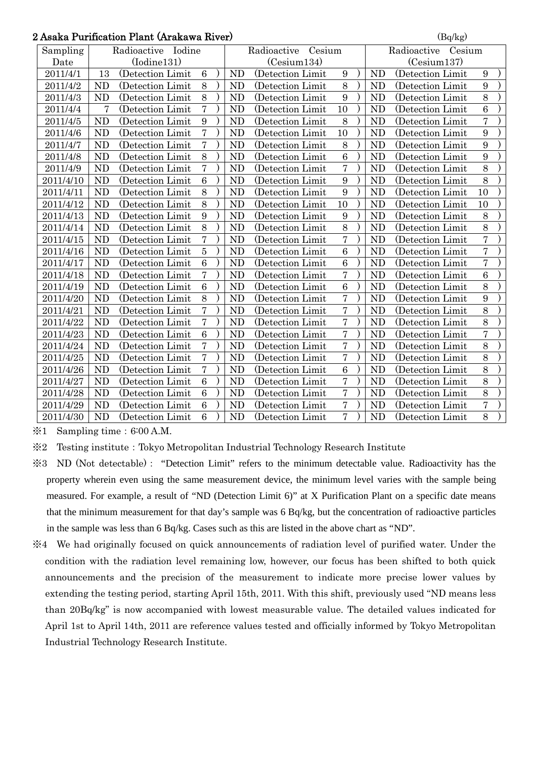## 2 Asaka Purification Plant (Arakawa River)

(Bq/kg)

| Sampling Date | Radioactive Iodine (Iodine131) | Radioactive Cesium (Cesium134) | Radioactive Cesium (Cesium137) |
|---|---|---|---|
| 2011/4/1 | 13 (Detection Limit 6 ) | ND (Detection Limit 9 ) | ND (Detection Limit 9 ) |
| 2011/4/2 | ND (Detection Limit 8 ) | ND (Detection Limit 8 ) | ND (Detection Limit 9 ) |
| 2011/4/3 | ND (Detection Limit 8 ) | ND (Detection Limit 9 ) | ND (Detection Limit 8 ) |
| 2011/4/4 | 7 (Detection Limit 7 ) | ND (Detection Limit 10 ) | ND (Detection Limit 6 ) |
| 2011/4/5 | ND (Detection Limit 9 ) | ND (Detection Limit 8 ) | ND (Detection Limit 7 ) |
| 2011/4/6 | ND (Detection Limit 7 ) | ND (Detection Limit 10 ) | ND (Detection Limit 9 ) |
| 2011/4/7 | ND (Detection Limit 7 ) | ND (Detection Limit 8 ) | ND (Detection Limit 9 ) |
| 2011/4/8 | ND (Detection Limit 8 ) | ND (Detection Limit 6 ) | ND (Detection Limit 9 ) |
| 2011/4/9 | ND (Detection Limit 7 ) | ND (Detection Limit 7 ) | ND (Detection Limit 8 ) |
| 2011/4/10 | ND (Detection Limit 6 ) | ND (Detection Limit 9 ) | ND (Detection Limit 8 ) |
| 2011/4/11 | ND (Detection Limit 8 ) | ND (Detection Limit 9 ) | ND (Detection Limit 10 ) |
| 2011/4/12 | ND (Detection Limit 8 ) | ND (Detection Limit 10 ) | ND (Detection Limit 10 ) |
| 2011/4/13 | ND (Detection Limit 9 ) | ND (Detection Limit 9 ) | ND (Detection Limit 8 ) |
| 2011/4/14 | ND (Detection Limit 8 ) | ND (Detection Limit 8 ) | ND (Detection Limit 8 ) |
| 2011/4/15 | ND (Detection Limit 7 ) | ND (Detection Limit 7 ) | ND (Detection Limit 7 ) |
| 2011/4/16 | ND (Detection Limit 5 ) | ND (Detection Limit 6 ) | ND (Detection Limit 7 ) |
| 2011/4/17 | ND (Detection Limit 6 ) | ND (Detection Limit 6 ) | ND (Detection Limit 7 ) |
| 2011/4/18 | ND (Detection Limit 7 ) | ND (Detection Limit 7 ) | ND (Detection Limit 6 ) |
| 2011/4/19 | ND (Detection Limit 6 ) | ND (Detection Limit 6 ) | ND (Detection Limit 8 ) |
| 2011/4/20 | ND (Detection Limit 8 ) | ND (Detection Limit 7 ) | ND (Detection Limit 9 ) |
| 2011/4/21 | ND (Detection Limit 7 ) | ND (Detection Limit 7 ) | ND (Detection Limit 8 ) |
| 2011/4/22 | ND (Detection Limit 7 ) | ND (Detection Limit 7 ) | ND (Detection Limit 8 ) |
| 2011/4/23 | ND (Detection Limit 6 ) | ND (Detection Limit 7 ) | ND (Detection Limit 7 ) |
| 2011/4/24 | ND (Detection Limit 7 ) | ND (Detection Limit 7 ) | ND (Detection Limit 8 ) |
| 2011/4/25 | ND (Detection Limit 7 ) | ND (Detection Limit 7 ) | ND (Detection Limit 8 ) |
| 2011/4/26 | ND (Detection Limit 7 ) | ND (Detection Limit 6 ) | ND (Detection Limit 8 ) |
| 2011/4/27 | ND (Detection Limit 6 ) | ND (Detection Limit 7 ) | ND (Detection Limit 8 ) |
| 2011/4/28 | ND (Detection Limit 6 ) | ND (Detection Limit 7 ) | ND (Detection Limit 8 ) |
| 2011/4/29 | ND (Detection Limit 6 ) | ND (Detection Limit 7 ) | ND (Detection Limit 7 ) |
| 2011/4/30 | ND (Detection Limit 6 ) | ND (Detection Limit 7 ) | ND (Detection Limit 8 ) |

※1 Sampling time：6:00 A.M.

※2 Testing institute：Tokyo Metropolitan Industrial Technology Research Institute

※3 ND (Not detectable)： "Detection Limit" refers to the minimum detectable value. Radioactivity has the property wherein even using the same measurement device, the minimum level varies with the sample being measured. For example, a result of "ND (Detection Limit 6)" at X Purification Plant on a specific date means that the minimum measurement for that day's sample was 6 Bq/kg, but the concentration of radioactive particles in the sample was less than 6 Bq/kg. Cases such as this are listed in the above chart as "ND".

※4 We had originally focused on quick announcements of radiation level of purified water. Under the condition with the radiation level remaining low, however, our focus has been shifted to both quick announcements and the precision of the measurement to indicate more precise lower values by extending the testing period, starting April 15th, 2011. With this shift, previously used "ND means less than 20Bq/kg" is now accompanied with lowest measurable value. The detailed values indicated for April 1st to April 14th, 2011 are reference values tested and officially informed by Tokyo Metropolitan Industrial Technology Research Institute.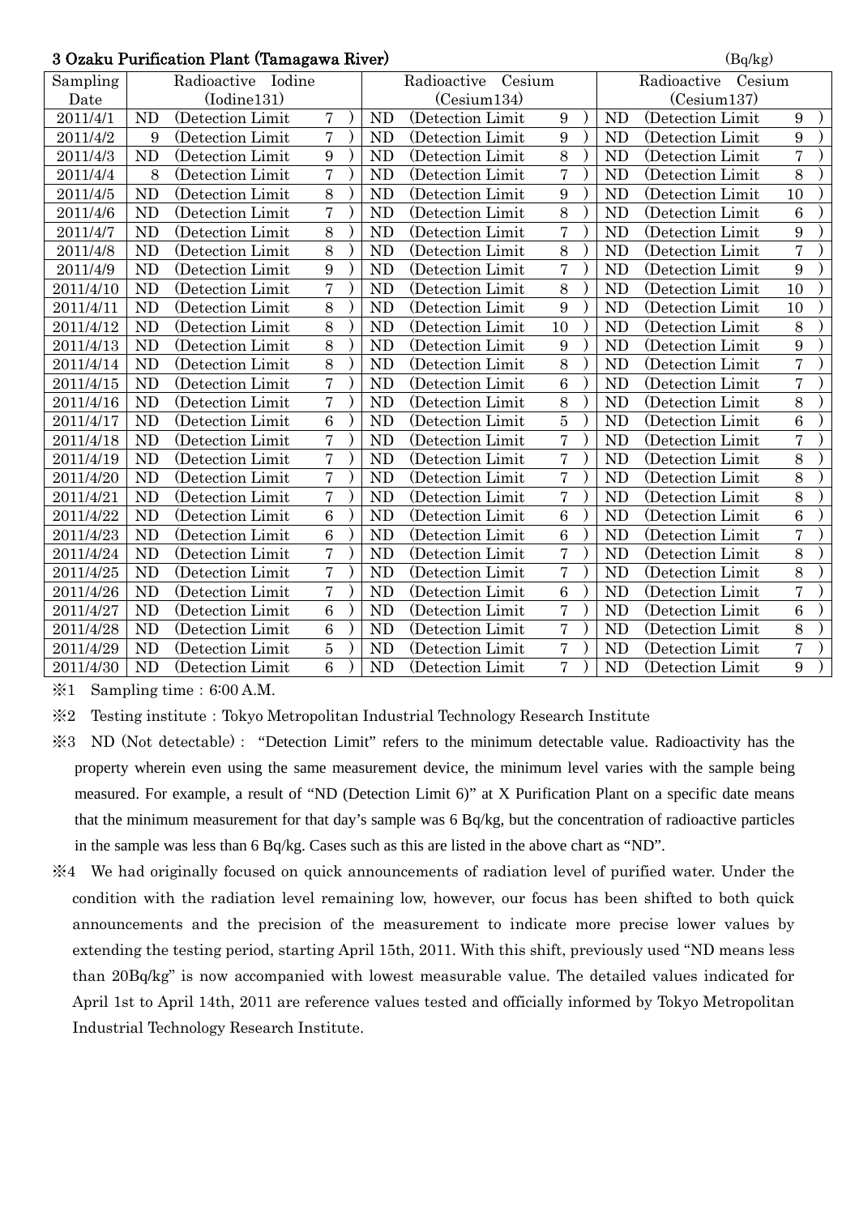### 3 Ozaku Purification Plant (Tamagawa River)

(Bq/kg)

| Sampling Date | Radioactive Iodine (Iodine131) | Radioactive Cesium (Cesium134) | Radioactive Cesium (Cesium137) |
|---|---|---|---|
| 2011/4/1 | ND (Detection Limit 7) | ND (Detection Limit 9) | ND (Detection Limit 9) |
| 2011/4/2 | 9 (Detection Limit 7) | ND (Detection Limit 9) | ND (Detection Limit 9) |
| 2011/4/3 | ND (Detection Limit 9) | ND (Detection Limit 8) | ND (Detection Limit 7) |
| 2011/4/4 | 8 (Detection Limit 7) | ND (Detection Limit 7) | ND (Detection Limit 8) |
| 2011/4/5 | ND (Detection Limit 8) | ND (Detection Limit 9) | ND (Detection Limit 10) |
| 2011/4/6 | ND (Detection Limit 7) | ND (Detection Limit 8) | ND (Detection Limit 6) |
| 2011/4/7 | ND (Detection Limit 8) | ND (Detection Limit 7) | ND (Detection Limit 9) |
| 2011/4/8 | ND (Detection Limit 8) | ND (Detection Limit 8) | ND (Detection Limit 7) |
| 2011/4/9 | ND (Detection Limit 9) | ND (Detection Limit 7) | ND (Detection Limit 9) |
| 2011/4/10 | ND (Detection Limit 7) | ND (Detection Limit 8) | ND (Detection Limit 10) |
| 2011/4/11 | ND (Detection Limit 8) | ND (Detection Limit 9) | ND (Detection Limit 10) |
| 2011/4/12 | ND (Detection Limit 8) | ND (Detection Limit 10) | ND (Detection Limit 8) |
| 2011/4/13 | ND (Detection Limit 8) | ND (Detection Limit 9) | ND (Detection Limit 9) |
| 2011/4/14 | ND (Detection Limit 8) | ND (Detection Limit 8) | ND (Detection Limit 7) |
| 2011/4/15 | ND (Detection Limit 7) | ND (Detection Limit 6) | ND (Detection Limit 7) |
| 2011/4/16 | ND (Detection Limit 7) | ND (Detection Limit 8) | ND (Detection Limit 8) |
| 2011/4/17 | ND (Detection Limit 6) | ND (Detection Limit 5) | ND (Detection Limit 6) |
| 2011/4/18 | ND (Detection Limit 7) | ND (Detection Limit 7) | ND (Detection Limit 7) |
| 2011/4/19 | ND (Detection Limit 7) | ND (Detection Limit 7) | ND (Detection Limit 8) |
| 2011/4/20 | ND (Detection Limit 7) | ND (Detection Limit 7) | ND (Detection Limit 8) |
| 2011/4/21 | ND (Detection Limit 7) | ND (Detection Limit 7) | ND (Detection Limit 8) |
| 2011/4/22 | ND (Detection Limit 6) | ND (Detection Limit 6) | ND (Detection Limit 6) |
| 2011/4/23 | ND (Detection Limit 6) | ND (Detection Limit 6) | ND (Detection Limit 7) |
| 2011/4/24 | ND (Detection Limit 7) | ND (Detection Limit 7) | ND (Detection Limit 8) |
| 2011/4/25 | ND (Detection Limit 7) | ND (Detection Limit 7) | ND (Detection Limit 8) |
| 2011/4/26 | ND (Detection Limit 7) | ND (Detection Limit 6) | ND (Detection Limit 7) |
| 2011/4/27 | ND (Detection Limit 6) | ND (Detection Limit 7) | ND (Detection Limit 6) |
| 2011/4/28 | ND (Detection Limit 6) | ND (Detection Limit 7) | ND (Detection Limit 8) |
| 2011/4/29 | ND (Detection Limit 5) | ND (Detection Limit 7) | ND (Detection Limit 7) |
| 2011/4/30 | ND (Detection Limit 6) | ND (Detection Limit 7) | ND (Detection Limit 9) |

※1 Sampling time：6:00 A.M.

※2 Testing institute：Tokyo Metropolitan Industrial Technology Research Institute

※3 ND (Not detectable)： "Detection Limit" refers to the minimum detectable value. Radioactivity has the property wherein even using the same measurement device, the minimum level varies with the sample being measured. For example, a result of "ND (Detection Limit 6)" at X Purification Plant on a specific date means that the minimum measurement for that day's sample was 6 Bq/kg, but the concentration of radioactive particles in the sample was less than 6 Bq/kg. Cases such as this are listed in the above chart as "ND".

※4 We had originally focused on quick announcements of radiation level of purified water. Under the condition with the radiation level remaining low, however, our focus has been shifted to both quick announcements and the precision of the measurement to indicate more precise lower values by extending the testing period, starting April 15th, 2011. With this shift, previously used "ND means less than 20Bq/kg" is now accompanied with lowest measurable value. The detailed values indicated for April 1st to April 14th, 2011 are reference values tested and officially informed by Tokyo Metropolitan Industrial Technology Research Institute.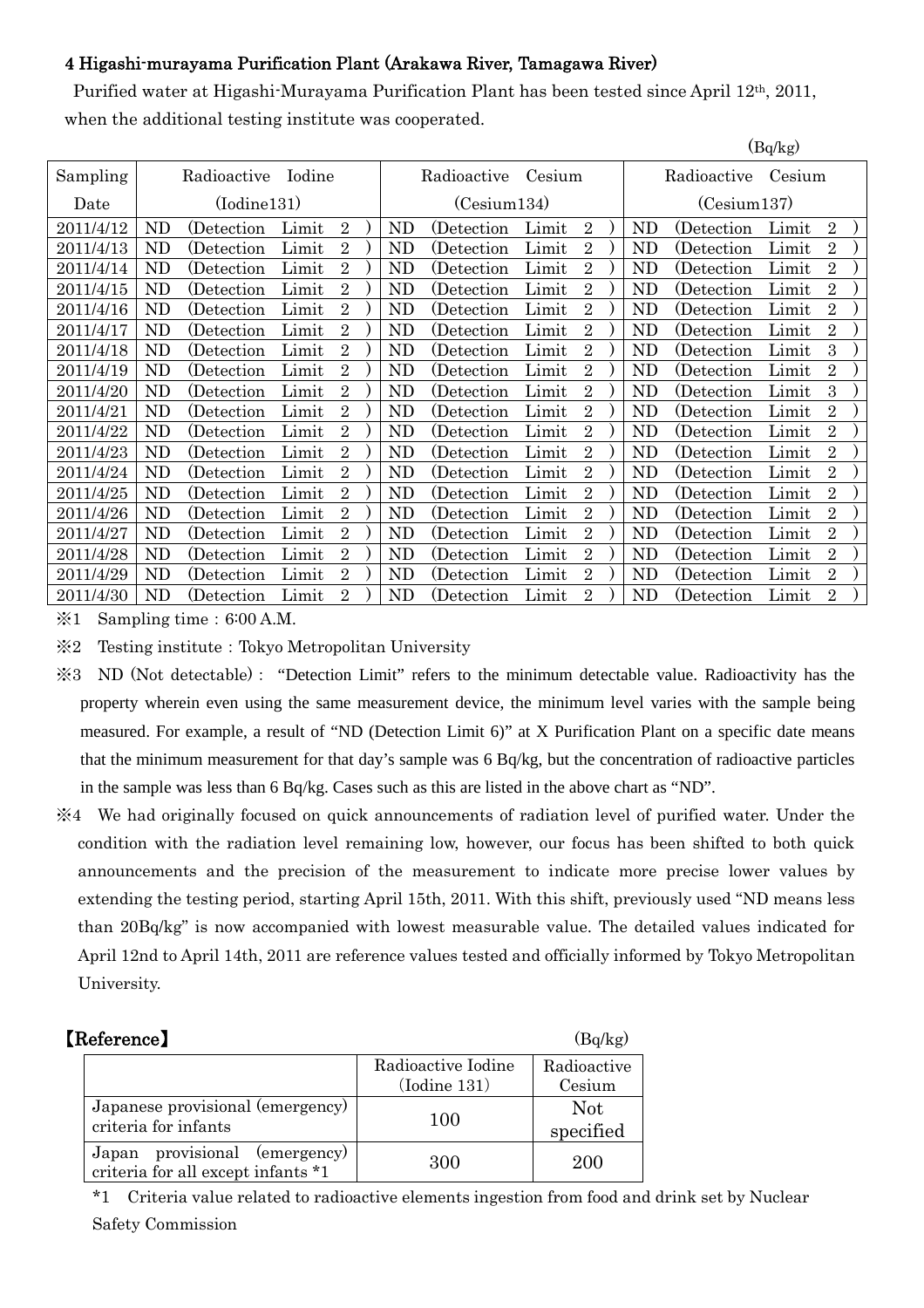### 4 Higashi-murayama Purification Plant (Arakawa River, Tamagawa River)

Purified water at Higashi-Murayama Purification Plant has been tested since April 12th, 2011, when the additional testing institute was cooperated.

(Bq/kg)

| Sampling Date | Radioactive Iodine (Iodine131) | Radioactive Cesium (Cesium134) | Radioactive Cesium (Cesium137) |
|---|---|---|---|
| 2011/4/12 | ND (Detection Limit 2) | ND (Detection Limit 2) | ND (Detection Limit 2) |
| 2011/4/13 | ND (Detection Limit 2) | ND (Detection Limit 2) | ND (Detection Limit 2) |
| 2011/4/14 | ND (Detection Limit 2) | ND (Detection Limit 2) | ND (Detection Limit 2) |
| 2011/4/15 | ND (Detection Limit 2) | ND (Detection Limit 2) | ND (Detection Limit 2) |
| 2011/4/16 | ND (Detection Limit 2) | ND (Detection Limit 2) | ND (Detection Limit 2) |
| 2011/4/17 | ND (Detection Limit 2) | ND (Detection Limit 2) | ND (Detection Limit 2) |
| 2011/4/18 | ND (Detection Limit 2) | ND (Detection Limit 2) | ND (Detection Limit 3) |
| 2011/4/19 | ND (Detection Limit 2) | ND (Detection Limit 2) | ND (Detection Limit 2) |
| 2011/4/20 | ND (Detection Limit 2) | ND (Detection Limit 2) | ND (Detection Limit 3) |
| 2011/4/21 | ND (Detection Limit 2) | ND (Detection Limit 2) | ND (Detection Limit 2) |
| 2011/4/22 | ND (Detection Limit 2) | ND (Detection Limit 2) | ND (Detection Limit 2) |
| 2011/4/23 | ND (Detection Limit 2) | ND (Detection Limit 2) | ND (Detection Limit 2) |
| 2011/4/24 | ND (Detection Limit 2) | ND (Detection Limit 2) | ND (Detection Limit 2) |
| 2011/4/25 | ND (Detection Limit 2) | ND (Detection Limit 2) | ND (Detection Limit 2) |
| 2011/4/26 | ND (Detection Limit 2) | ND (Detection Limit 2) | ND (Detection Limit 2) |
| 2011/4/27 | ND (Detection Limit 2) | ND (Detection Limit 2) | ND (Detection Limit 2) |
| 2011/4/28 | ND (Detection Limit 2) | ND (Detection Limit 2) | ND (Detection Limit 2) |
| 2011/4/29 | ND (Detection Limit 2) | ND (Detection Limit 2) | ND (Detection Limit 2) |
| 2011/4/30 | ND (Detection Limit 2) | ND (Detection Limit 2) | ND (Detection Limit 2) |

※1 Sampling time：6:00 A.M.

※2 Testing institute：Tokyo Metropolitan University

※3 ND (Not detectable)： "Detection Limit" refers to the minimum detectable value. Radioactivity has the property wherein even using the same measurement device, the minimum level varies with the sample being measured. For example, a result of "ND (Detection Limit 6)" at X Purification Plant on a specific date means that the minimum measurement for that day's sample was 6 Bq/kg, but the concentration of radioactive particles in the sample was less than 6 Bq/kg. Cases such as this are listed in the above chart as "ND".

※4 We had originally focused on quick announcements of radiation level of purified water. Under the condition with the radiation level remaining low, however, our focus has been shifted to both quick announcements and the precision of the measurement to indicate more precise lower values by extending the testing period, starting April 15th, 2011. With this shift, previously used "ND means less than 20Bq/kg" is now accompanied with lowest measurable value. The detailed values indicated for April 12nd to April 14th, 2011 are reference values tested and officially informed by Tokyo Metropolitan University.

**【Reference】** (Bq/kg)

| | Radioactive Iodine (Iodine 131) | Radioactive Cesium |
|---|---|---|
| Japanese provisional (emergency) criteria for infants | 100 | Not specified |
| Japan provisional (emergency) criteria for all except infants *1 | 300 | 200 |

*1 Criteria value related to radioactive elements ingestion from food and drink set by Nuclear Safety Commission